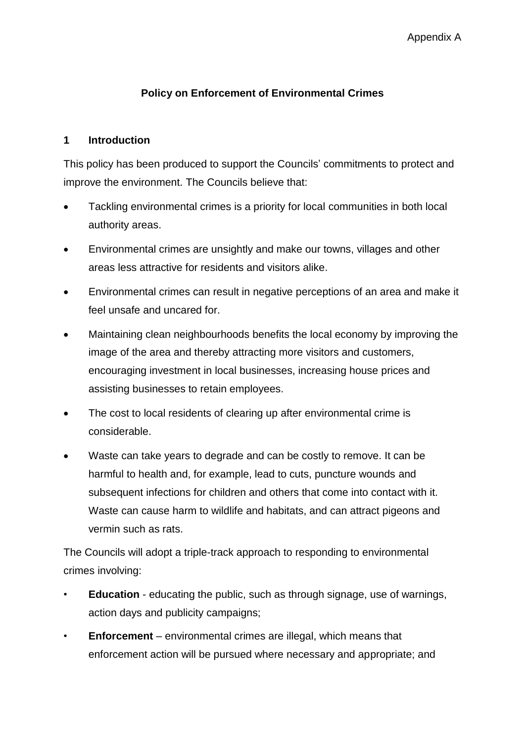Appendix A

# Policy on Enforcement of Environmental Crimes

## 1 Introduction

This policy has been produced to support the Councils' commitments to protect and improve the environment. The Councils believe that:

- Tackling environmental crimes is a priority for local communities in both local authority areas.
- Environmental crimes are unsightly and make our towns, villages and other areas less attractive for residents and visitors alike.
- Environmental crimes can result in negative perceptions of an area and make it feel unsafe and uncared for.
- Maintaining clean neighbourhoods benefits the local economy by improving the image of the area and thereby attracting more visitors and customers, encouraging investment in local businesses, increasing house prices and assisting businesses to retain employees.
- The cost to local residents of clearing up after environmental crime is considerable.
- Waste can take years to degrade and can be costly to remove. It can be harmful to health and, for example, lead to cuts, puncture wounds and subsequent infections for children and others that come into contact with it. Waste can cause harm to wildlife and habitats, and can attract pigeons and vermin such as rats.

The Councils will adopt a triple-track approach to responding to environmental crimes involving:

- **Education** - educating the public, such as through signage, use of warnings, action days and publicity campaigns;
- **Enforcement** – environmental crimes are illegal, which means that enforcement action will be pursued where necessary and appropriate; and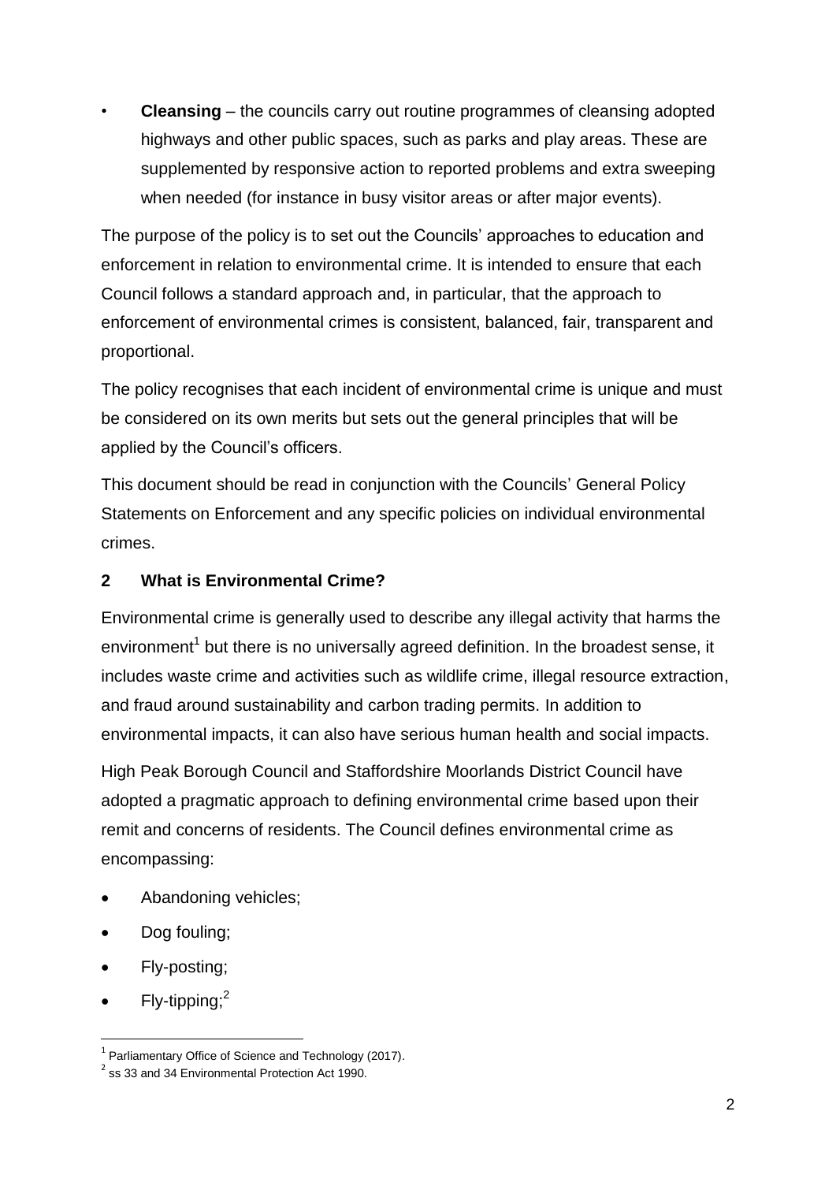- **Cleansing** – the councils carry out routine programmes of cleansing adopted highways and other public spaces, such as parks and play areas. These are supplemented by responsive action to reported problems and extra sweeping when needed (for instance in busy visitor areas or after major events).

The purpose of the policy is to set out the Councils' approaches to education and enforcement in relation to environmental crime. It is intended to ensure that each Council follows a standard approach and, in particular, that the approach to enforcement of environmental crimes is consistent, balanced, fair, transparent and proportional.

The policy recognises that each incident of environmental crime is unique and must be considered on its own merits but sets out the general principles that will be applied by the Council's officers.

This document should be read in conjunction with the Councils' General Policy Statements on Enforcement and any specific policies on individual environmental crimes.

## 2 What is Environmental Crime?

Environmental crime is generally used to describe any illegal activity that harms the environment[1] but there is no universally agreed definition. In the broadest sense, it includes waste crime and activities such as wildlife crime, illegal resource extraction, and fraud around sustainability and carbon trading permits. In addition to environmental impacts, it can also have serious human health and social impacts.

High Peak Borough Council and Staffordshire Moorlands District Council have adopted a pragmatic approach to defining environmental crime based upon their remit and concerns of residents. The Council defines environmental crime as encompassing:

- Abandoning vehicles;
- Dog fouling;
- Fly-posting;
- Fly-tipping;[2]

[1] Parliamentary Office of Science and Technology (2017).

[2] ss 33 and 34 Environmental Protection Act 1990.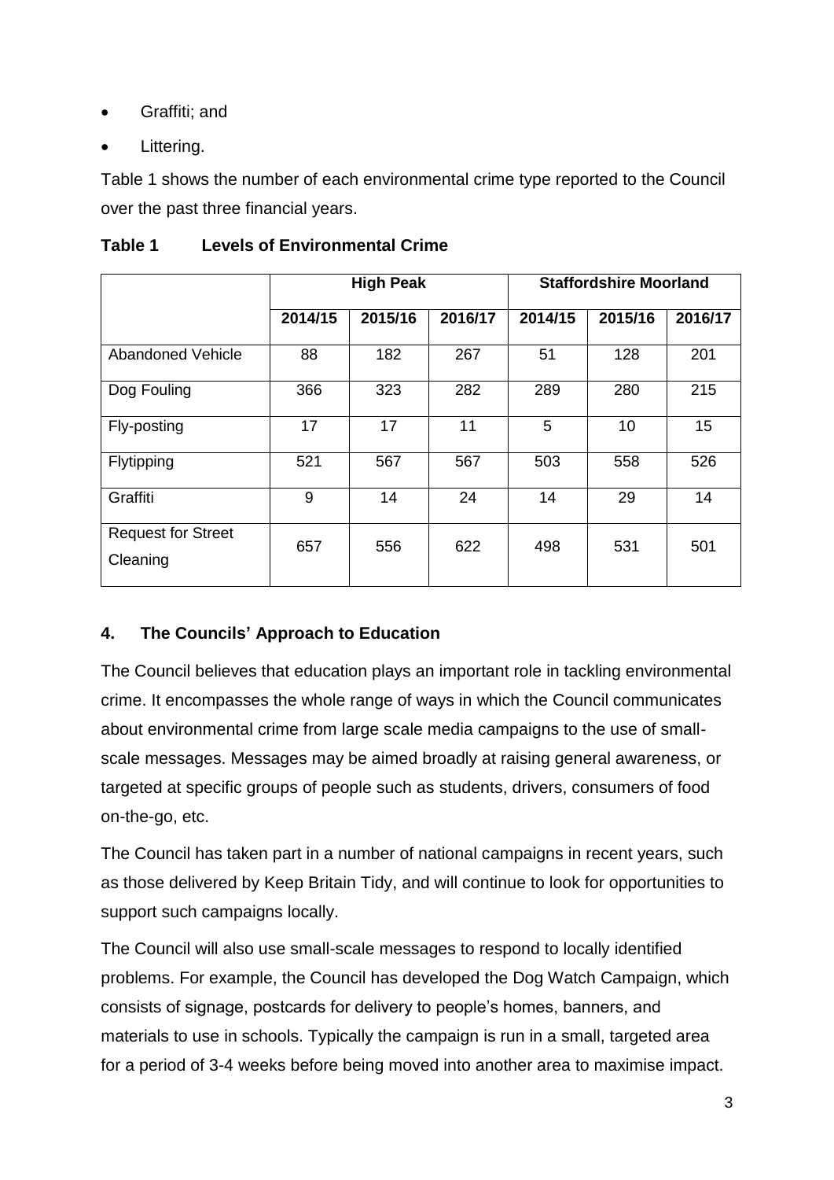- Graffiti; and
- Littering.

Table 1 shows the number of each environmental crime type reported to the Council over the past three financial years.

**Table 1 Levels of Environmental Crime**

| | High Peak | | | Staffordshire Moorland | | |
|---|---|---|---|---|---|---|
| | 2014/15 | 2015/16 | 2016/17 | 2014/15 | 2015/16 | 2016/17 |
| Abandoned Vehicle | 88 | 182 | 267 | 51 | 128 | 201 |
| Dog Fouling | 366 | 323 | 282 | 289 | 280 | 215 |
| Fly-posting | 17 | 17 | 11 | 5 | 10 | 15 |
| Flytipping | 521 | 567 | 567 | 503 | 558 | 526 |
| Graffiti | 9 | 14 | 24 | 14 | 29 | 14 |
| Request for Street Cleaning | 657 | 556 | 622 | 498 | 531 | 501 |

## 4. The Councils' Approach to Education

The Council believes that education plays an important role in tackling environmental crime. It encompasses the whole range of ways in which the Council communicates about environmental crime from large scale media campaigns to the use of small-scale messages. Messages may be aimed broadly at raising general awareness, or targeted at specific groups of people such as students, drivers, consumers of food on-the-go, etc.

The Council has taken part in a number of national campaigns in recent years, such as those delivered by Keep Britain Tidy, and will continue to look for opportunities to support such campaigns locally.

The Council will also use small-scale messages to respond to locally identified problems. For example, the Council has developed the Dog Watch Campaign, which consists of signage, postcards for delivery to people's homes, banners, and materials to use in schools. Typically the campaign is run in a small, targeted area for a period of 3-4 weeks before being moved into another area to maximise impact.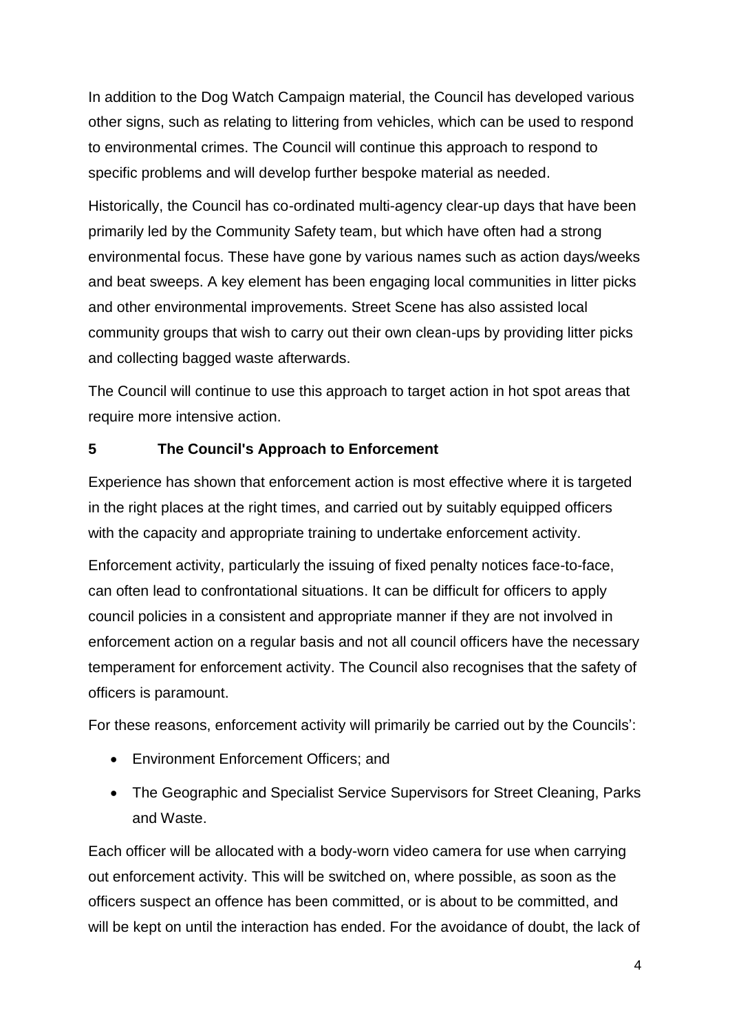In addition to the Dog Watch Campaign material, the Council has developed various other signs, such as relating to littering from vehicles, which can be used to respond to environmental crimes. The Council will continue this approach to respond to specific problems and will develop further bespoke material as needed.

Historically, the Council has co-ordinated multi-agency clear-up days that have been primarily led by the Community Safety team, but which have often had a strong environmental focus. These have gone by various names such as action days/weeks and beat sweeps. A key element has been engaging local communities in litter picks and other environmental improvements. Street Scene has also assisted local community groups that wish to carry out their own clean-ups by providing litter picks and collecting bagged waste afterwards.

The Council will continue to use this approach to target action in hot spot areas that require more intensive action.

## 5 The Council's Approach to Enforcement

Experience has shown that enforcement action is most effective where it is targeted in the right places at the right times, and carried out by suitably equipped officers with the capacity and appropriate training to undertake enforcement activity.

Enforcement activity, particularly the issuing of fixed penalty notices face-to-face, can often lead to confrontational situations. It can be difficult for officers to apply council policies in a consistent and appropriate manner if they are not involved in enforcement action on a regular basis and not all council officers have the necessary temperament for enforcement activity. The Council also recognises that the safety of officers is paramount.

For these reasons, enforcement activity will primarily be carried out by the Councils':

- Environment Enforcement Officers; and
- The Geographic and Specialist Service Supervisors for Street Cleaning, Parks and Waste.

Each officer will be allocated with a body-worn video camera for use when carrying out enforcement activity. This will be switched on, where possible, as soon as the officers suspect an offence has been committed, or is about to be committed, and will be kept on until the interaction has ended. For the avoidance of doubt, the lack of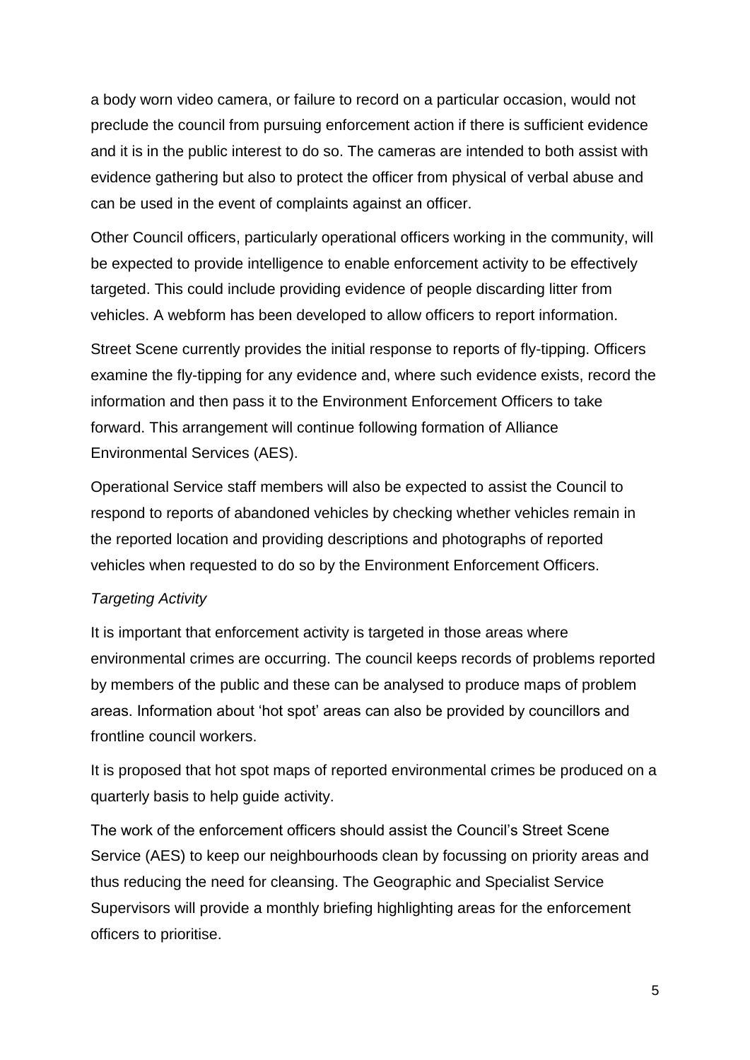a body worn video camera, or failure to record on a particular occasion, would not preclude the council from pursuing enforcement action if there is sufficient evidence and it is in the public interest to do so. The cameras are intended to both assist with evidence gathering but also to protect the officer from physical of verbal abuse and can be used in the event of complaints against an officer.

Other Council officers, particularly operational officers working in the community, will be expected to provide intelligence to enable enforcement activity to be effectively targeted. This could include providing evidence of people discarding litter from vehicles. A webform has been developed to allow officers to report information.

Street Scene currently provides the initial response to reports of fly-tipping. Officers examine the fly-tipping for any evidence and, where such evidence exists, record the information and then pass it to the Environment Enforcement Officers to take forward. This arrangement will continue following formation of Alliance Environmental Services (AES).

Operational Service staff members will also be expected to assist the Council to respond to reports of abandoned vehicles by checking whether vehicles remain in the reported location and providing descriptions and photographs of reported vehicles when requested to do so by the Environment Enforcement Officers.

*Targeting Activity*

It is important that enforcement activity is targeted in those areas where environmental crimes are occurring. The council keeps records of problems reported by members of the public and these can be analysed to produce maps of problem areas. Information about 'hot spot' areas can also be provided by councillors and frontline council workers.

It is proposed that hot spot maps of reported environmental crimes be produced on a quarterly basis to help guide activity.

The work of the enforcement officers should assist the Council's Street Scene Service (AES) to keep our neighbourhoods clean by focussing on priority areas and thus reducing the need for cleansing. The Geographic and Specialist Service Supervisors will provide a monthly briefing highlighting areas for the enforcement officers to prioritise.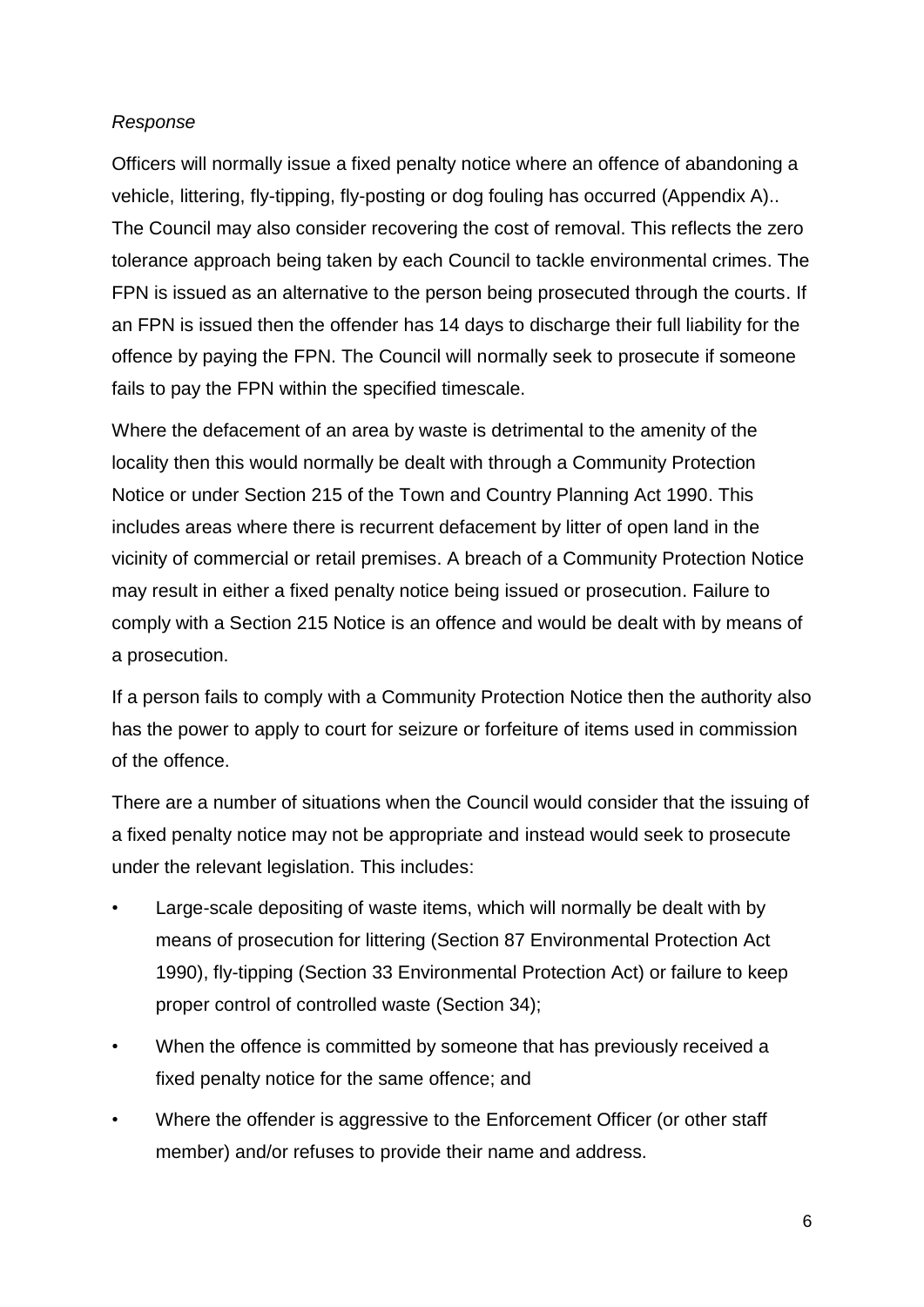*Response*

Officers will normally issue a fixed penalty notice where an offence of abandoning a vehicle, littering, fly-tipping, fly-posting or dog fouling has occurred (Appendix A).. The Council may also consider recovering the cost of removal. This reflects the zero tolerance approach being taken by each Council to tackle environmental crimes. The FPN is issued as an alternative to the person being prosecuted through the courts. If an FPN is issued then the offender has 14 days to discharge their full liability for the offence by paying the FPN. The Council will normally seek to prosecute if someone fails to pay the FPN within the specified timescale.

Where the defacement of an area by waste is detrimental to the amenity of the locality then this would normally be dealt with through a Community Protection Notice or under Section 215 of the Town and Country Planning Act 1990. This includes areas where there is recurrent defacement by litter of open land in the vicinity of commercial or retail premises. A breach of a Community Protection Notice may result in either a fixed penalty notice being issued or prosecution. Failure to comply with a Section 215 Notice is an offence and would be dealt with by means of a prosecution.

If a person fails to comply with a Community Protection Notice then the authority also has the power to apply to court for seizure or forfeiture of items used in commission of the offence.

There are a number of situations when the Council would consider that the issuing of a fixed penalty notice may not be appropriate and instead would seek to prosecute under the relevant legislation. This includes:

- Large-scale depositing of waste items, which will normally be dealt with by means of prosecution for littering (Section 87 Environmental Protection Act 1990), fly-tipping (Section 33 Environmental Protection Act) or failure to keep proper control of controlled waste (Section 34);
- When the offence is committed by someone that has previously received a fixed penalty notice for the same offence; and
- Where the offender is aggressive to the Enforcement Officer (or other staff member) and/or refuses to provide their name and address.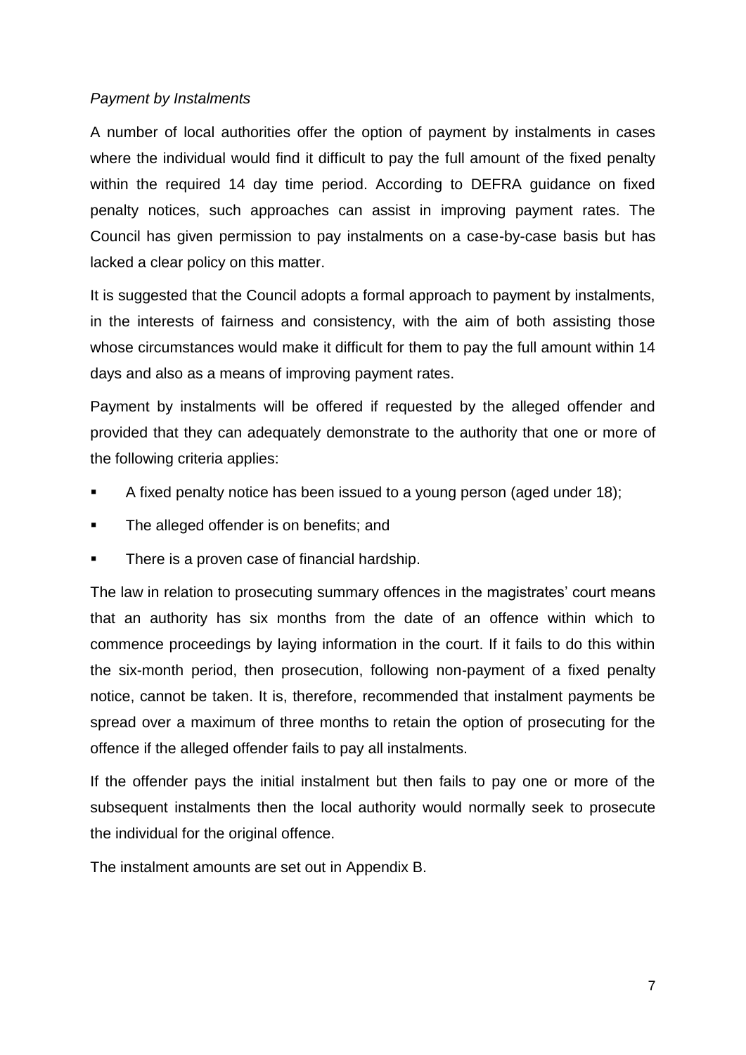*Payment by Instalments*

A number of local authorities offer the option of payment by instalments in cases where the individual would find it difficult to pay the full amount of the fixed penalty within the required 14 day time period. According to DEFRA guidance on fixed penalty notices, such approaches can assist in improving payment rates. The Council has given permission to pay instalments on a case-by-case basis but has lacked a clear policy on this matter.

It is suggested that the Council adopts a formal approach to payment by instalments, in the interests of fairness and consistency, with the aim of both assisting those whose circumstances would make it difficult for them to pay the full amount within 14 days and also as a means of improving payment rates.

Payment by instalments will be offered if requested by the alleged offender and provided that they can adequately demonstrate to the authority that one or more of the following criteria applies:

- A fixed penalty notice has been issued to a young person (aged under 18);
- The alleged offender is on benefits; and
- There is a proven case of financial hardship.

The law in relation to prosecuting summary offences in the magistrates' court means that an authority has six months from the date of an offence within which to commence proceedings by laying information in the court. If it fails to do this within the six-month period, then prosecution, following non-payment of a fixed penalty notice, cannot be taken. It is, therefore, recommended that instalment payments be spread over a maximum of three months to retain the option of prosecuting for the offence if the alleged offender fails to pay all instalments.

If the offender pays the initial instalment but then fails to pay one or more of the subsequent instalments then the local authority would normally seek to prosecute the individual for the original offence.

The instalment amounts are set out in Appendix B.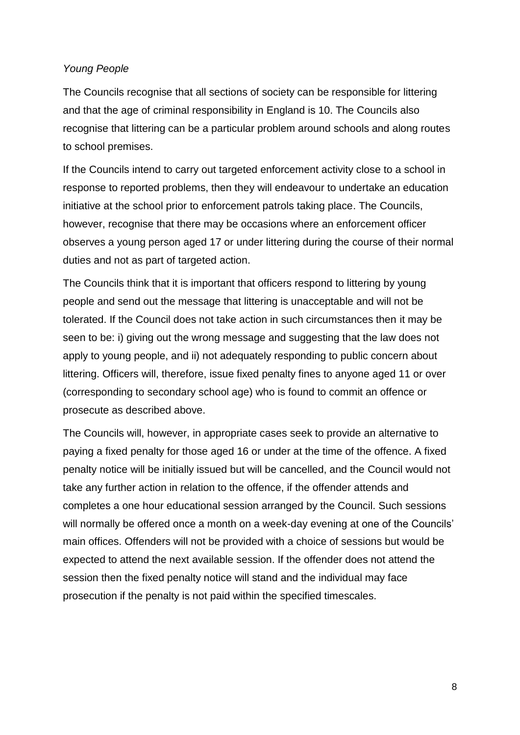*Young People*

The Councils recognise that all sections of society can be responsible for littering and that the age of criminal responsibility in England is 10. The Councils also recognise that littering can be a particular problem around schools and along routes to school premises.

If the Councils intend to carry out targeted enforcement activity close to a school in response to reported problems, then they will endeavour to undertake an education initiative at the school prior to enforcement patrols taking place. The Councils, however, recognise that there may be occasions where an enforcement officer observes a young person aged 17 or under littering during the course of their normal duties and not as part of targeted action.

The Councils think that it is important that officers respond to littering by young people and send out the message that littering is unacceptable and will not be tolerated. If the Council does not take action in such circumstances then it may be seen to be: i) giving out the wrong message and suggesting that the law does not apply to young people, and ii) not adequately responding to public concern about littering. Officers will, therefore, issue fixed penalty fines to anyone aged 11 or over (corresponding to secondary school age) who is found to commit an offence or prosecute as described above.

The Councils will, however, in appropriate cases seek to provide an alternative to paying a fixed penalty for those aged 16 or under at the time of the offence. A fixed penalty notice will be initially issued but will be cancelled, and the Council would not take any further action in relation to the offence, if the offender attends and completes a one hour educational session arranged by the Council. Such sessions will normally be offered once a month on a week-day evening at one of the Councils' main offices. Offenders will not be provided with a choice of sessions but would be expected to attend the next available session. If the offender does not attend the session then the fixed penalty notice will stand and the individual may face prosecution if the penalty is not paid within the specified timescales.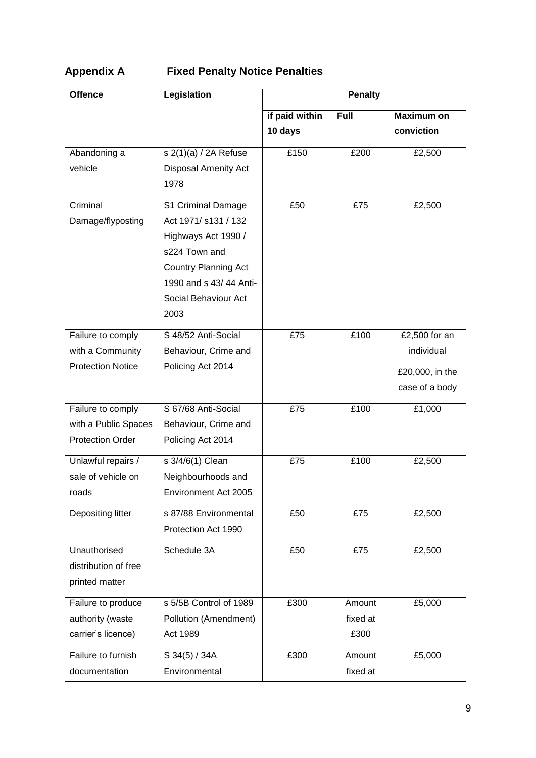## Appendix A Fixed Penalty Notice Penalties

| Offence | Legislation | Penalty | | |
|---|---|---|---|---|
| | | if paid within 10 days | Full | Maximum on conviction |
| Abandoning a vehicle | s 2(1)(a) / 2A Refuse Disposal Amenity Act 1978 | £150 | £200 | £2,500 |
| Criminal Damage/flyposting | S1 Criminal Damage Act 1971/ s131 / 132 Highways Act 1990 / s224 Town and Country Planning Act 1990 and s 43/ 44 Anti-Social Behaviour Act 2003 | £50 | £75 | £2,500 |
| Failure to comply with a Community Protection Notice | S 48/52 Anti-Social Behaviour, Crime and Policing Act 2014 | £75 | £100 | £2,500 for an individual £20,000, in the case of a body |
| Failure to comply with a Public Spaces Protection Order | S 67/68 Anti-Social Behaviour, Crime and Policing Act 2014 | £75 | £100 | £1,000 |
| Unlawful repairs / sale of vehicle on roads | s 3/4/6(1) Clean Neighbourhoods and Environment Act 2005 | £75 | £100 | £2,500 |
| Depositing litter | s 87/88 Environmental Protection Act 1990 | £50 | £75 | £2,500 |
| Unauthorised distribution of free printed matter | Schedule 3A | £50 | £75 | £2,500 |
| Failure to produce authority (waste carrier's licence) | s 5/5B Control of 1989 Pollution (Amendment) Act 1989 | £300 | Amount fixed at £300 | £5,000 |
| Failure to furnish documentation | S 34(5) / 34A Environmental | £300 | Amount fixed at | £5,000 |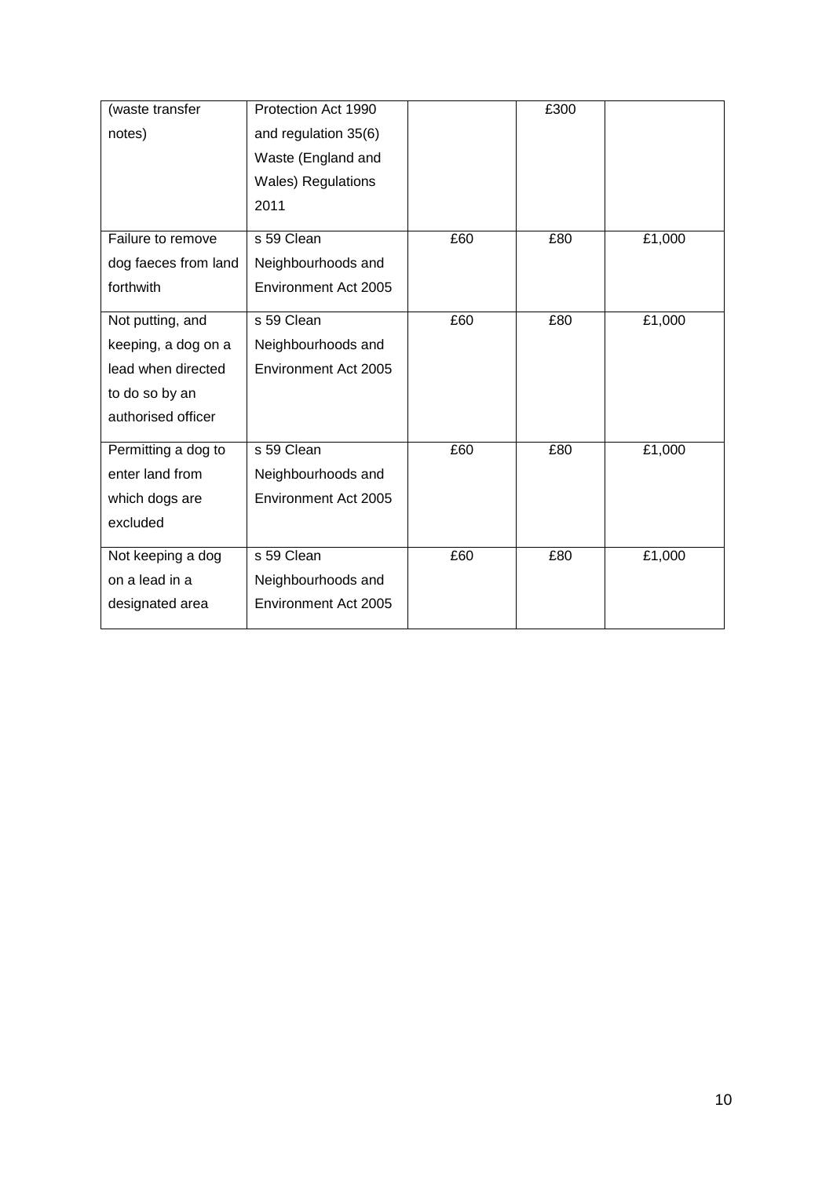| | | | | |
|---|---|---|---|---|
| (waste transfer notes) | Protection Act 1990 and regulation 35(6) Waste (England and Wales) Regulations 2011 | | £300 | |
| Failure to remove dog faeces from land forthwith | s 59 Clean Neighbourhoods and Environment Act 2005 | £60 | £80 | £1,000 |
| Not putting, and keeping, a dog on a lead when directed to do so by an authorised officer | s 59 Clean Neighbourhoods and Environment Act 2005 | £60 | £80 | £1,000 |
| Permitting a dog to enter land from which dogs are excluded | s 59 Clean Neighbourhoods and Environment Act 2005 | £60 | £80 | £1,000 |
| Not keeping a dog on a lead in a designated area | s 59 Clean Neighbourhoods and Environment Act 2005 | £60 | £80 | £1,000 |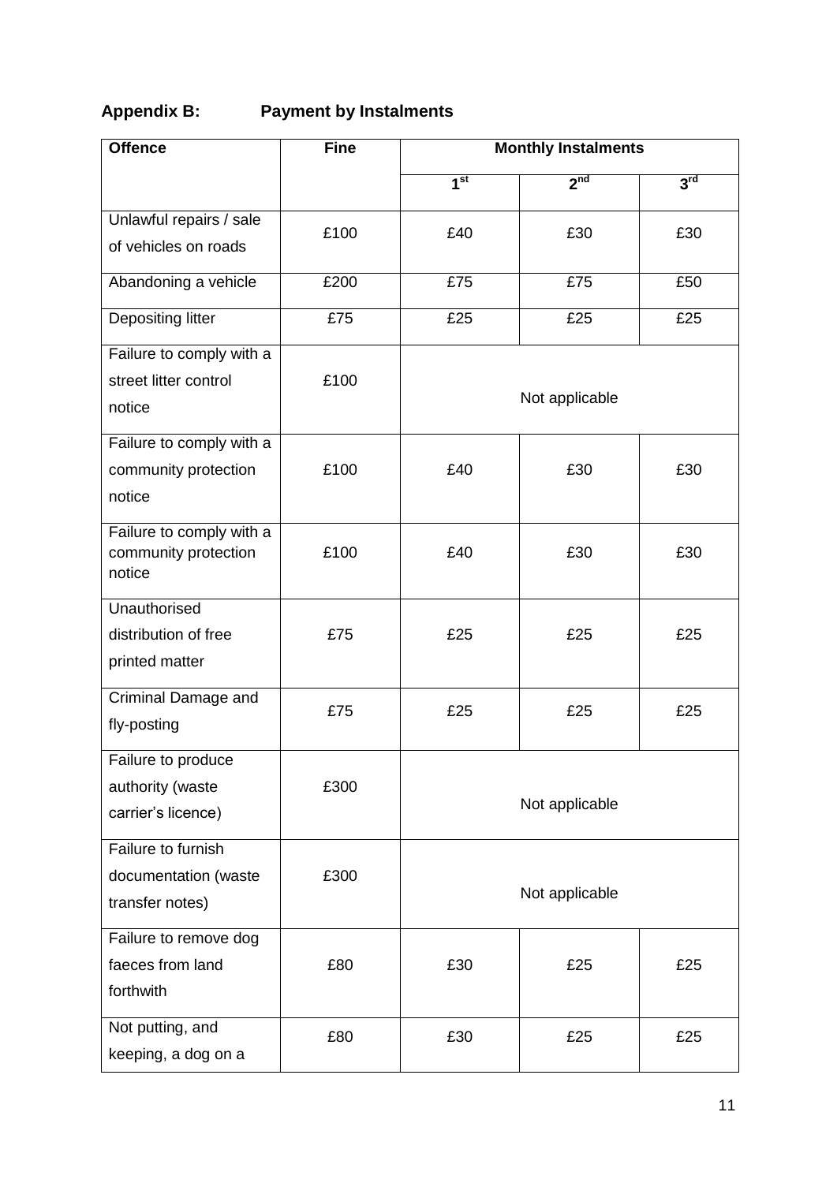## Appendix B: Payment by Instalments

| Offence | Fine | Monthly Instalments | | |
|---|---|---|---|---|
| | | 1st | 2nd | 3rd |
| Unlawful repairs / sale of vehicles on roads | £100 | £40 | £30 | £30 |
| Abandoning a vehicle | £200 | £75 | £75 | £50 |
| Depositing litter | £75 | £25 | £25 | £25 |
| Failure to comply with a street litter control notice | £100 | Not applicable | | |
| Failure to comply with a community protection notice | £100 | £40 | £30 | £30 |
| Failure to comply with a community protection notice | £100 | £40 | £30 | £30 |
| Unauthorised distribution of free printed matter | £75 | £25 | £25 | £25 |
| Criminal Damage and fly-posting | £75 | £25 | £25 | £25 |
| Failure to produce authority (waste carrier's licence) | £300 | Not applicable | | |
| Failure to furnish documentation (waste transfer notes) | £300 | Not applicable | | |
| Failure to remove dog faeces from land forthwith | £80 | £30 | £25 | £25 |
| Not putting, and keeping, a dog on a | £80 | £30 | £25 | £25 |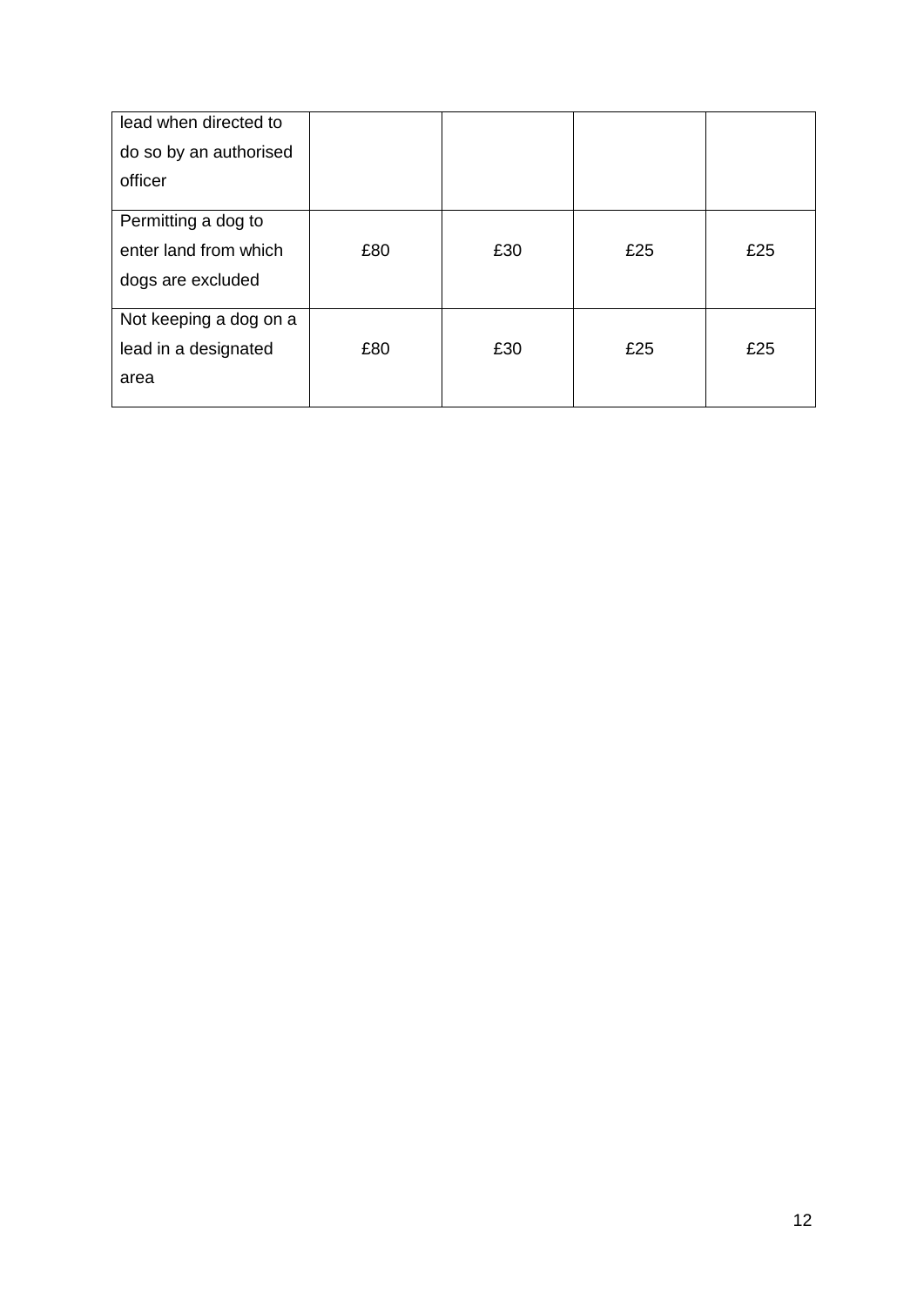| | | | | |
|---|---|---|---|---|
| lead when directed to do so by an authorised officer | | | | |
| Permitting a dog to enter land from which dogs are excluded | £80 | £30 | £25 | £25 |
| Not keeping a dog on a lead in a designated area | £80 | £30 | £25 | £25 |